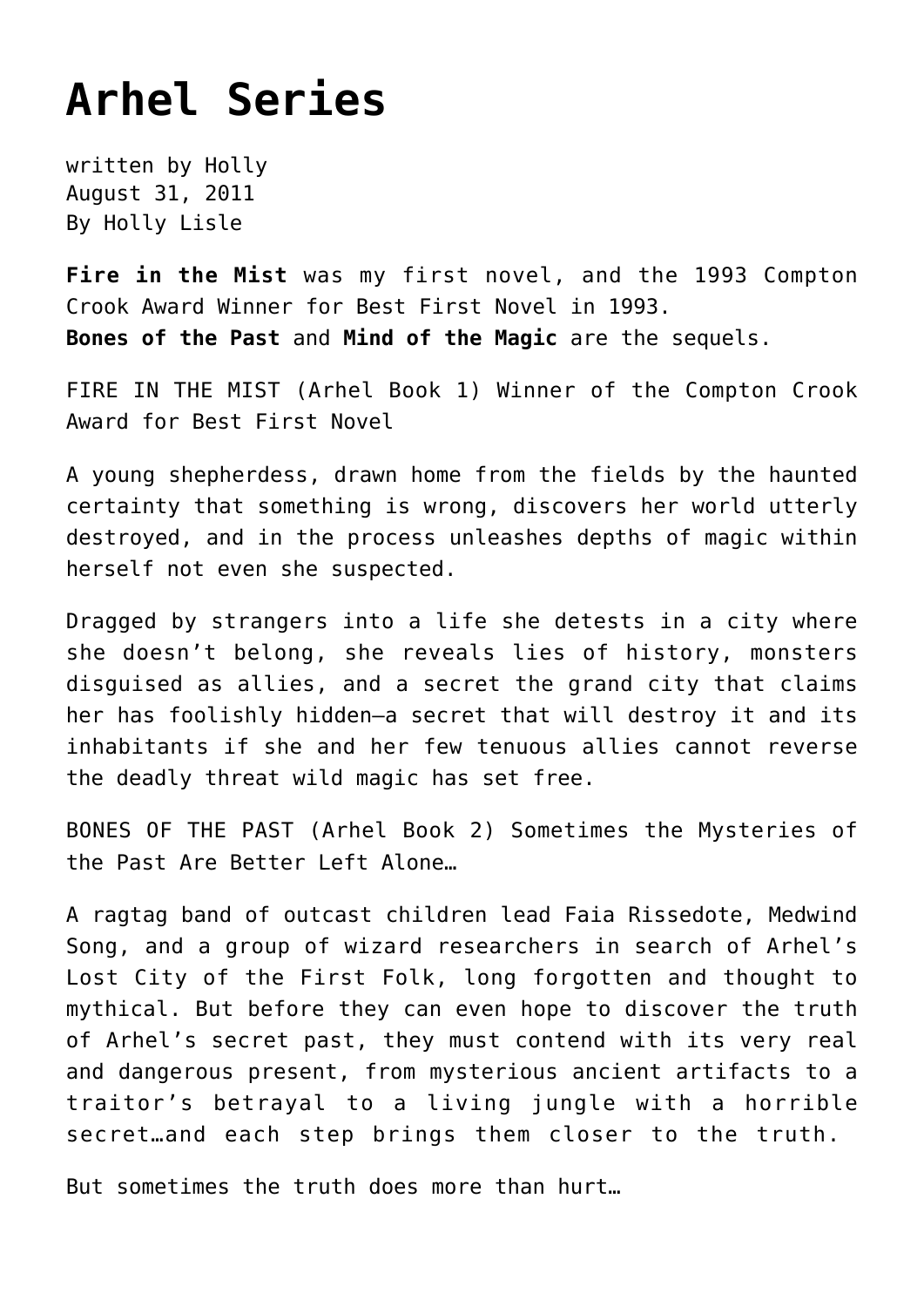# Arhel Series

written by Holly
August 31, 2011
By Holly Lisle

**Fire in the Mist** was my first novel, and the 1993 Compton Crook Award Winner for Best First Novel in 1993.
**Bones of the Past** and **Mind of the Magic** are the sequels.

FIRE IN THE MIST (Arhel Book 1) Winner of the Compton Crook Award for Best First Novel

A young shepherdess, drawn home from the fields by the haunted certainty that something is wrong, discovers her world utterly destroyed, and in the process unleashes depths of magic within herself not even she suspected.

Dragged by strangers into a life she detests in a city where she doesn't belong, she reveals lies of history, monsters disguised as allies, and a secret the grand city that claims her has foolishly hidden—a secret that will destroy it and its inhabitants if she and her few tenuous allies cannot reverse the deadly threat wild magic has set free.

BONES OF THE PAST (Arhel Book 2) Sometimes the Mysteries of the Past Are Better Left Alone…

A ragtag band of outcast children lead Faia Rissedote, Medwind Song, and a group of wizard researchers in search of Arhel's Lost City of the First Folk, long forgotten and thought to mythical. But before they can even hope to discover the truth of Arhel's secret past, they must contend with its very real and dangerous present, from mysterious ancient artifacts to a traitor's betrayal to a living jungle with a horrible secret…and each step brings them closer to the truth.

But sometimes the truth does more than hurt…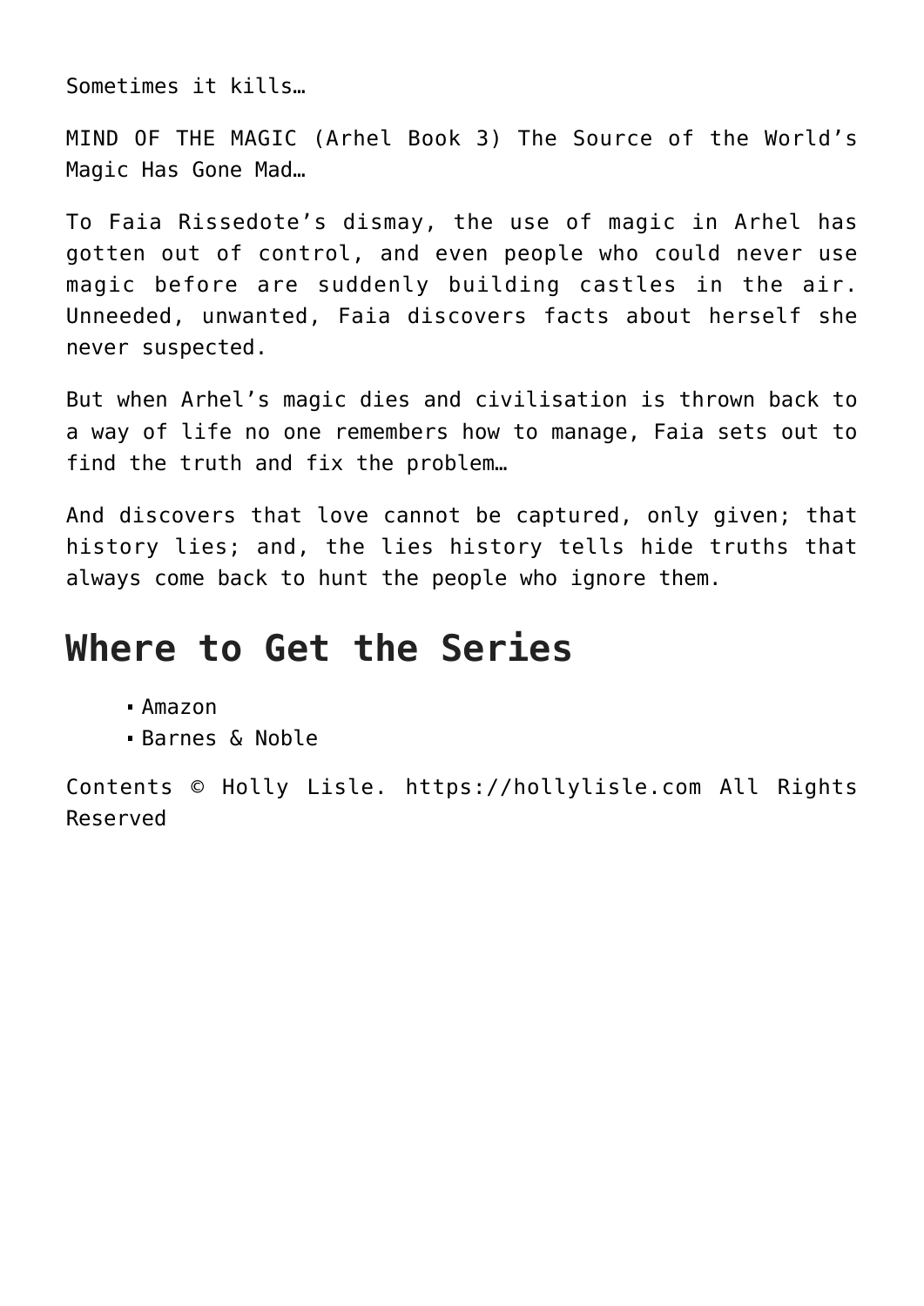Sometimes it kills…

MIND OF THE MAGIC (Arhel Book 3) The Source of the World's Magic Has Gone Mad…

To Faia Rissedote's dismay, the use of magic in Arhel has gotten out of control, and even people who could never use magic before are suddenly building castles in the air. Unneeded, unwanted, Faia discovers facts about herself she never suspected.

But when Arhel's magic dies and civilisation is thrown back to a way of life no one remembers how to manage, Faia sets out to find the truth and fix the problem…

And discovers that love cannot be captured, only given; that history lies; and, the lies history tells hide truths that always come back to hunt the people who ignore them.

## Where to Get the Series

- Amazon
- Barnes & Noble

Contents © Holly Lisle. https://hollylisle.com All Rights Reserved